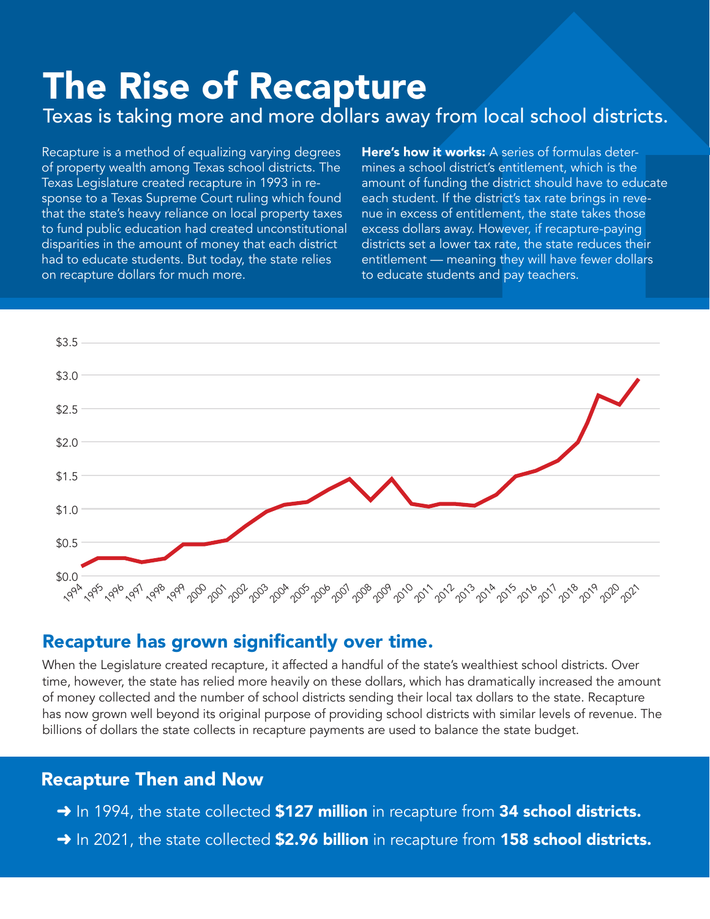# The Rise of Recapture

Texas is taking more and more dollars away from local school districts.

Recapture is a method of equalizing varying degrees of property wealth among Texas school districts. The Texas Legislature created recapture in 1993 in response to a Texas Supreme Court ruling which found that the state's heavy reliance on local property taxes to fund public education had created unconstitutional disparities in the amount of money that each district had to educate students. But today, the state relies on recapture dollars for much more.

**Here's how it works:** A series of formulas determines a school district's entitlement, which is the amount of funding the district should have to educate each student. If the district's tax rate brings in revenue in excess of entitlement, the state takes those excess dollars away. However, if recapture-paying districts set a lower tax rate, the state reduces their entitlement — meaning they will have fewer dollars to educate students and pay teachers.

## Recapture has grown significantly over time.

When the Legislature created recapture, it affected a handful of the state's wealthiest school districts. Over time, however, the state has relied more heavily on these dollars, which has dramatically increased the amount of money collected and the number of school districts sending their local tax dollars to the state. Recapture has now grown well beyond its original purpose of providing school districts with similar levels of revenue. The billions of dollars the state collects in recapture payments are used to balance the state budget.

## Recapture Then and Now

- ➜ In 1994, the state collected **$127 million** in recapture from **34 school districts.**
- ➜ In 2021, the state collected **$2.96 billion** in recapture from **158 school districts.**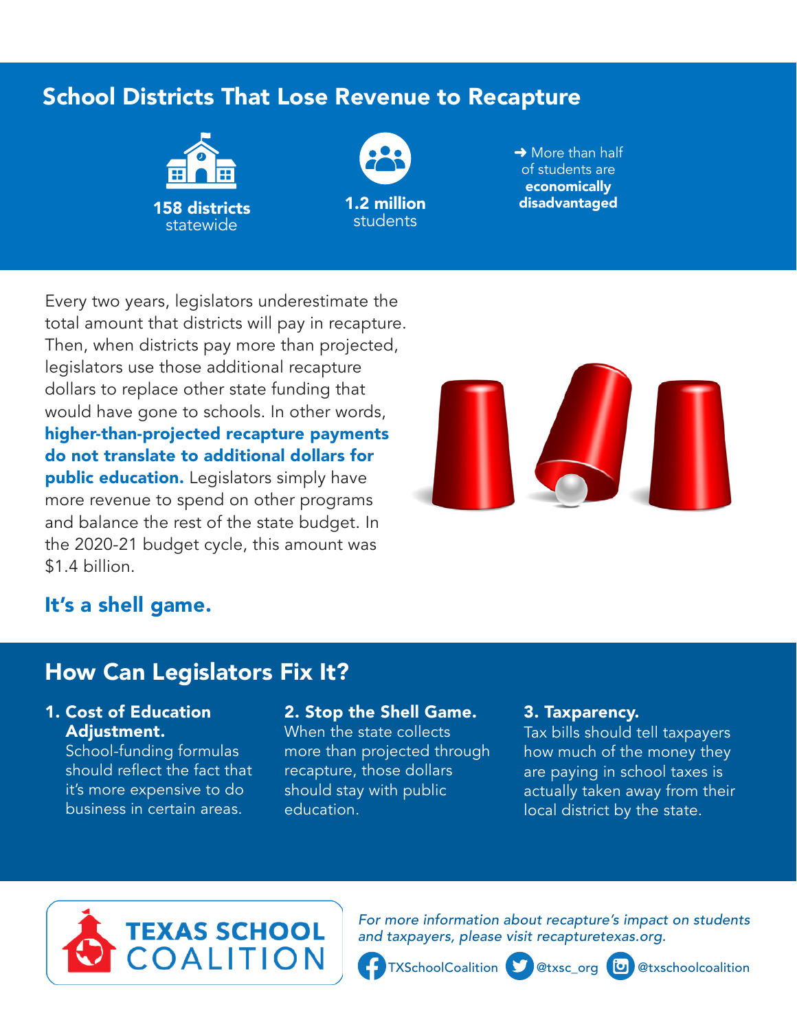## School Districts That Lose Revenue to Recapture

**158 districts** statewide

**1.2 million** students

➜ More than half of students are **economically disadvantaged**

Every two years, legislators underestimate the total amount that districts will pay in recapture. Then, when districts pay more than projected, legislators use those additional recapture dollars to replace other state funding that would have gone to schools. In other words, **higher-than-projected recapture payments do not translate to additional dollars for public education.** Legislators simply have more revenue to spend on other programs and balance the rest of the state budget. In the 2020-21 budget cycle, this amount was $1.4 billion.

**It's a shell game.**

## How Can Legislators Fix It?

1. **Cost of Education Adjustment.** School-funding formulas should reflect the fact that it's more expensive to do business in certain areas.

2. **Stop the Shell Game.** When the state collects more than projected through recapture, those dollars should stay with public education.

3. **Taxparency.** Tax bills should tell taxpayers how much of the money they are paying in school taxes is actually taken away from their local district by the state.

TEXAS SCHOOL COALITION

*For more information about recapture's impact on students and taxpayers, please visit recapturetexas.org.*

TXSchoolCoalition @txsc_org @txschoolcoalition